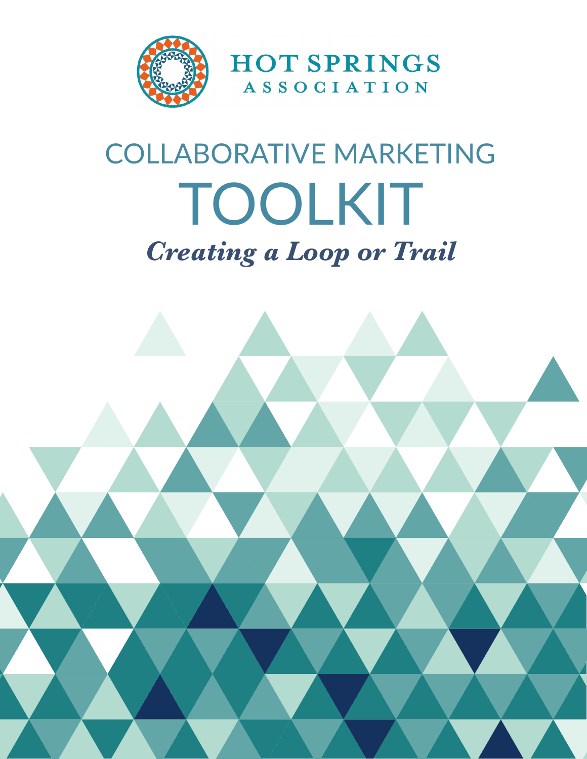HOT SPRINGS ASSOCIATION

# COLLABORATIVE MARKETING TOOLKIT

***Creating a Loop or Trail***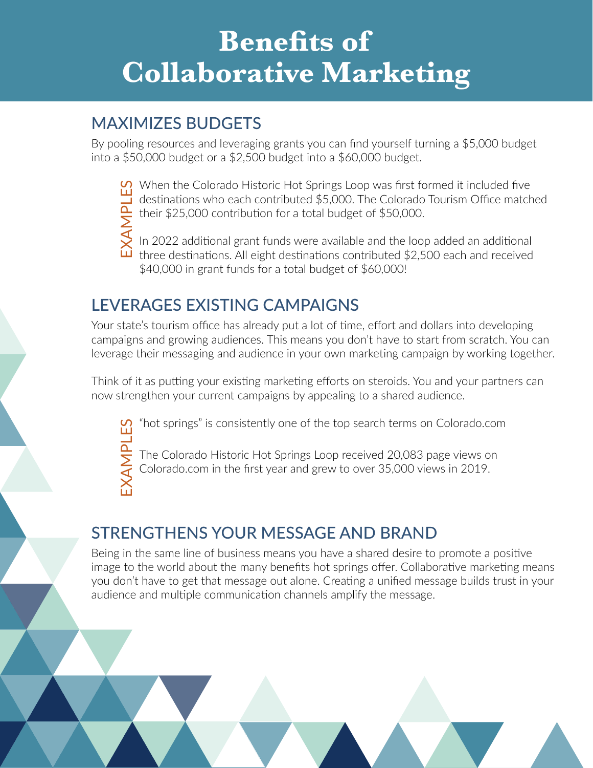# Benefits of Collaborative Marketing

## MAXIMIZES BUDGETS

By pooling resources and leveraging grants you can find yourself turning a $5,000 budget into a $50,000 budget or a $2,500 budget into a $60,000 budget.

**EXAMPLES**

When the Colorado Historic Hot Springs Loop was first formed it included five destinations who each contributed $5,000. The Colorado Tourism Office matched their $25,000 contribution for a total budget of $50,000.

In 2022 additional grant funds were available and the loop added an additional three destinations. All eight destinations contributed $2,500 each and received $40,000 in grant funds for a total budget of $60,000!

## LEVERAGES EXISTING CAMPAIGNS

Your state's tourism office has already put a lot of time, effort and dollars into developing campaigns and growing audiences. This means you don't have to start from scratch. You can leverage their messaging and audience in your own marketing campaign by working together.

Think of it as putting your existing marketing efforts on steroids. You and your partners can now strengthen your current campaigns by appealing to a shared audience.

**EXAMPLES**

"hot springs" is consistently one of the top search terms on Colorado.com

The Colorado Historic Hot Springs Loop received 20,083 page views on Colorado.com in the first year and grew to over 35,000 views in 2019.

## STRENGTHENS YOUR MESSAGE AND BRAND

Being in the same line of business means you have a shared desire to promote a positive image to the world about the many benefits hot springs offer. Collaborative marketing means you don't have to get that message out alone. Creating a unified message builds trust in your audience and multiple communication channels amplify the message.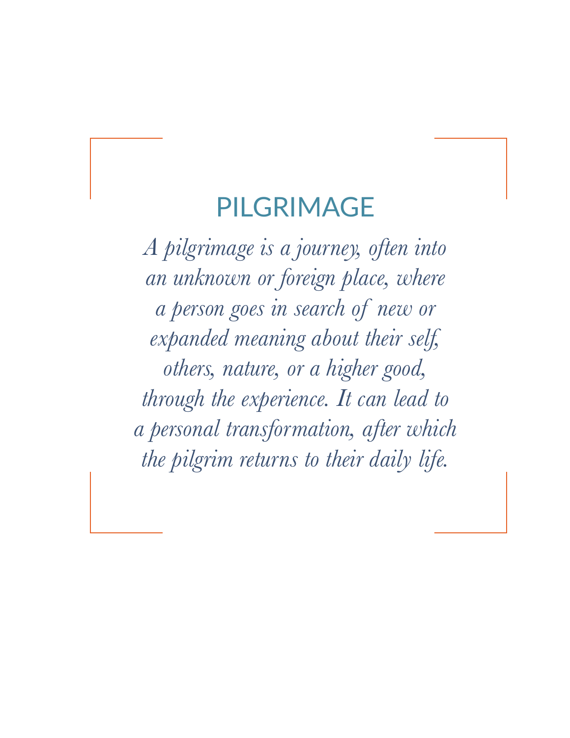# PILGRIMAGE

*A pilgrimage is a journey, often into an unknown or foreign place, where a person goes in search of new or expanded meaning about their self, others, nature, or a higher good, through the experience. It can lead to a personal transformation, after which the pilgrim returns to their daily life.*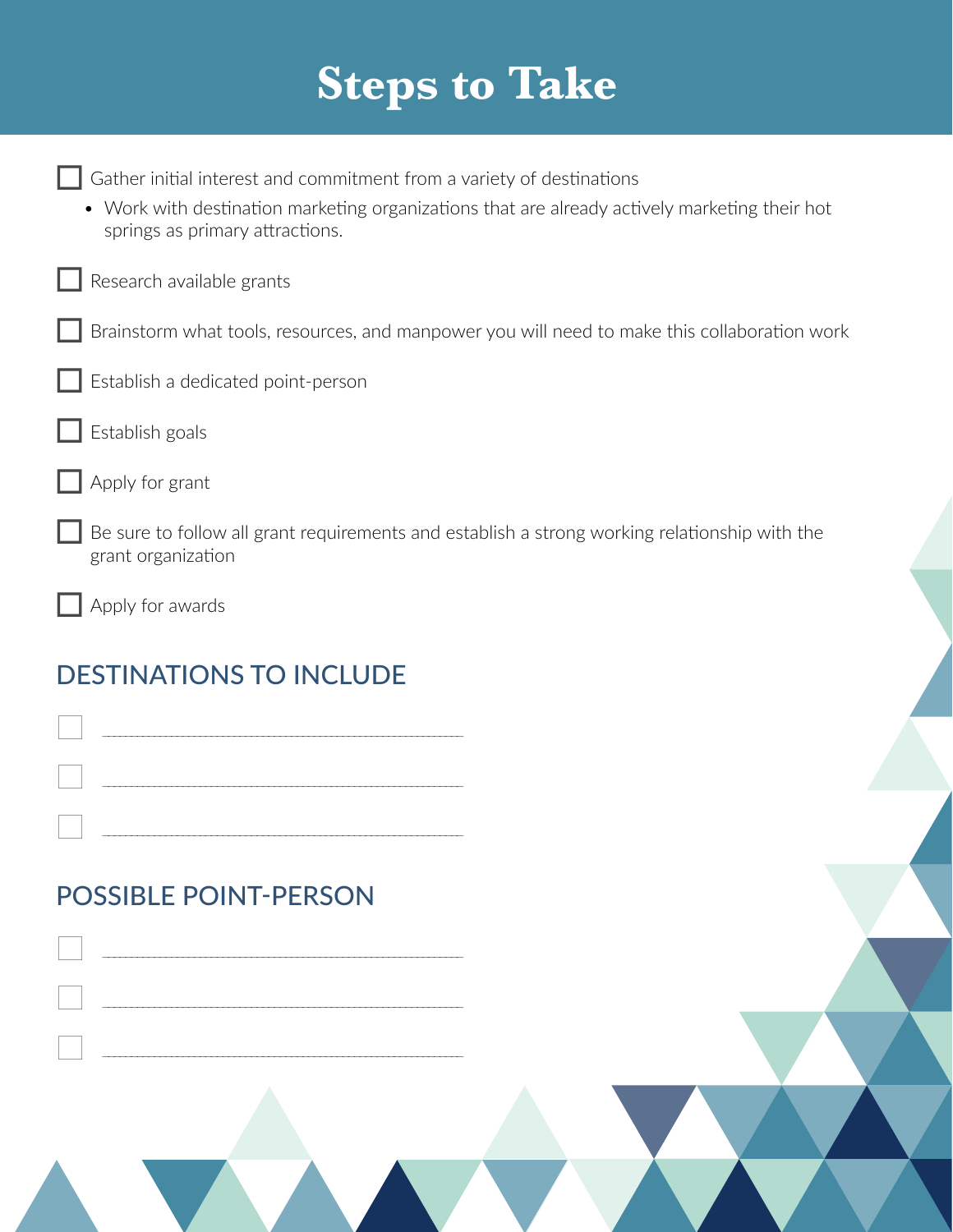# Steps to Take

- [ ] Gather initial interest and commitment from a variety of destinations
  - Work with destination marketing organizations that are already actively marketing their hot springs as primary attractions.
- [ ] Research available grants
- [ ] Brainstorm what tools, resources, and manpower you will need to make this collaboration work
- [ ] Establish a dedicated point-person
- [ ] Establish goals
- [ ] Apply for grant
- [ ] Be sure to follow all grant requirements and establish a strong working relationship with the grant organization
- [ ] Apply for awards

## DESTINATIONS TO INCLUDE

- [ ] ____________________
- [ ] ____________________
- [ ] ____________________

## POSSIBLE POINT-PERSON

- [ ] ____________________
- [ ] ____________________
- [ ] ____________________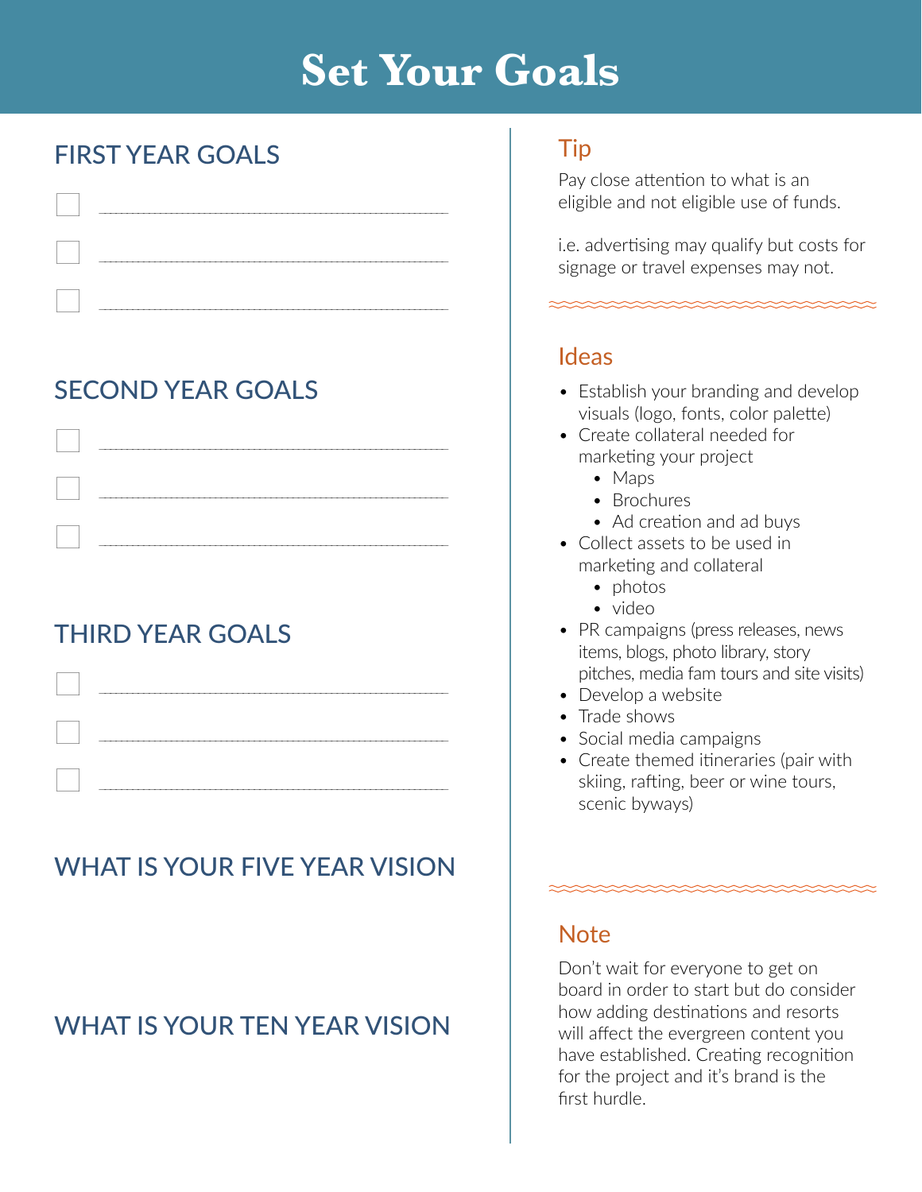# Set Your Goals

## FIRST YEAR GOALS

- [ ] ______________________________
- [ ] ______________________________
- [ ] ______________________________

## SECOND YEAR GOALS

- [ ] ______________________________
- [ ] ______________________________
- [ ] ______________________________

## THIRD YEAR GOALS

- [ ] ______________________________
- [ ] ______________________________
- [ ] ______________________________

## WHAT IS YOUR FIVE YEAR VISION

## WHAT IS YOUR TEN YEAR VISION

### Tip

Pay close attention to what is an eligible and not eligible use of funds.

i.e. advertising may qualify but costs for signage or travel expenses may not.

### Ideas

- Establish your branding and develop visuals (logo, fonts, color palette)
- Create collateral needed for marketing your project
  - Maps
  - Brochures
  - Ad creation and ad buys
- Collect assets to be used in marketing and collateral
  - photos
  - video
- PR campaigns (press releases, news items, blogs, photo library, story pitches, media fam tours and site visits)
- Develop a website
- Trade shows
- Social media campaigns
- Create themed itineraries (pair with skiing, rafting, beer or wine tours, scenic byways)

### Note

Don't wait for everyone to get on board in order to start but do consider how adding destinations and resorts will affect the evergreen content you have established. Creating recognition for the project and it's brand is the first hurdle.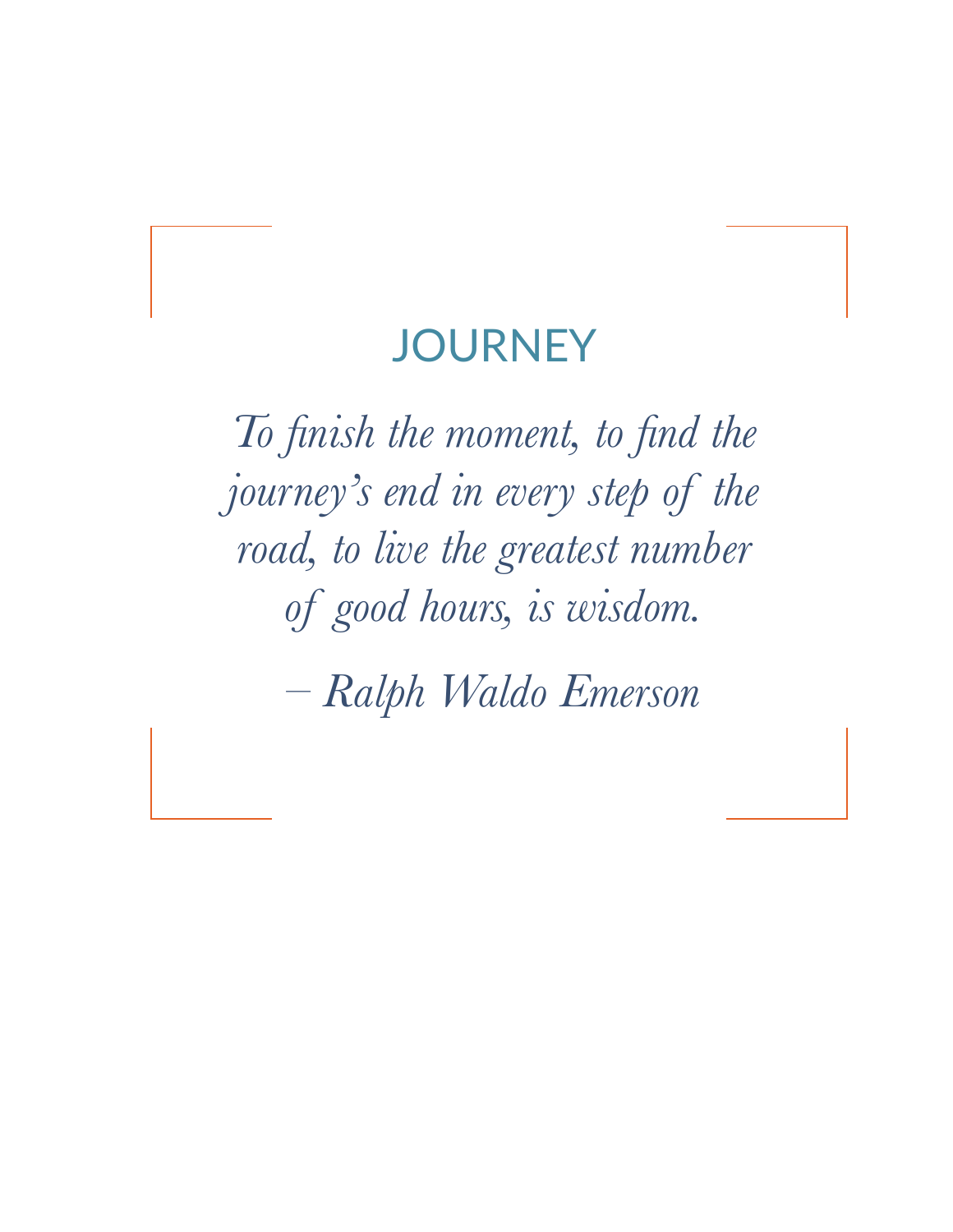# JOURNEY

*To finish the moment, to find the journey's end in every step of the road, to live the greatest number of good hours, is wisdom.*

*– Ralph Waldo Emerson*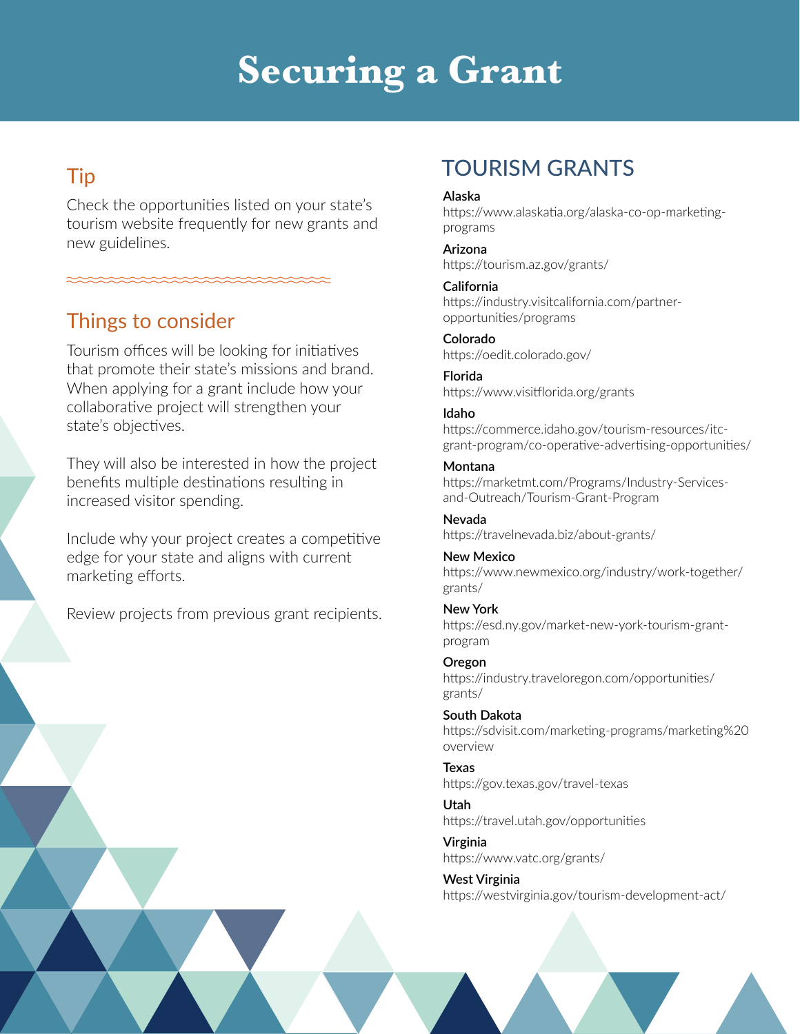# Securing a Grant

## Tip

Check the opportunities listed on your state's tourism website frequently for new grants and new guidelines.

## Things to consider

Tourism offices will be looking for initiatives that promote their state's missions and brand. When applying for a grant include how your collaborative project will strengthen your state's objectives.

They will also be interested in how the project benefits multiple destinations resulting in increased visitor spending.

Include why your project creates a competitive edge for your state and aligns with current marketing efforts.

Review projects from previous grant recipients.

## TOURISM GRANTS

**Alaska**
https://www.alaskatia.org/alaska-co-op-marketing-programs

**Arizona**
https://tourism.az.gov/grants/

**California**
https://industry.visitcalifornia.com/partner-opportunities/programs

**Colorado**
https://oedit.colorado.gov/

**Florida**
https://www.visitflorida.org/grants

**Idaho**
https://commerce.idaho.gov/tourism-resources/itc-grant-program/co-operative-advertising-opportunities/

**Montana**
https://marketmt.com/Programs/Industry-Services-and-Outreach/Tourism-Grant-Program

**Nevada**
https://travelnevada.biz/about-grants/

**New Mexico**
https://www.newmexico.org/industry/work-together/grants/

**New York**
https://esd.ny.gov/market-new-york-tourism-grant-program

**Oregon**
https://industry.traveloregon.com/opportunities/grants/

**South Dakota**
https://sdvisit.com/marketing-programs/marketing%20overview

**Texas**
https://gov.texas.gov/travel-texas

**Utah**
https://travel.utah.gov/opportunities

**Virginia**
https://www.vatc.org/grants/

**West Virginia**
https://westvirginia.gov/tourism-development-act/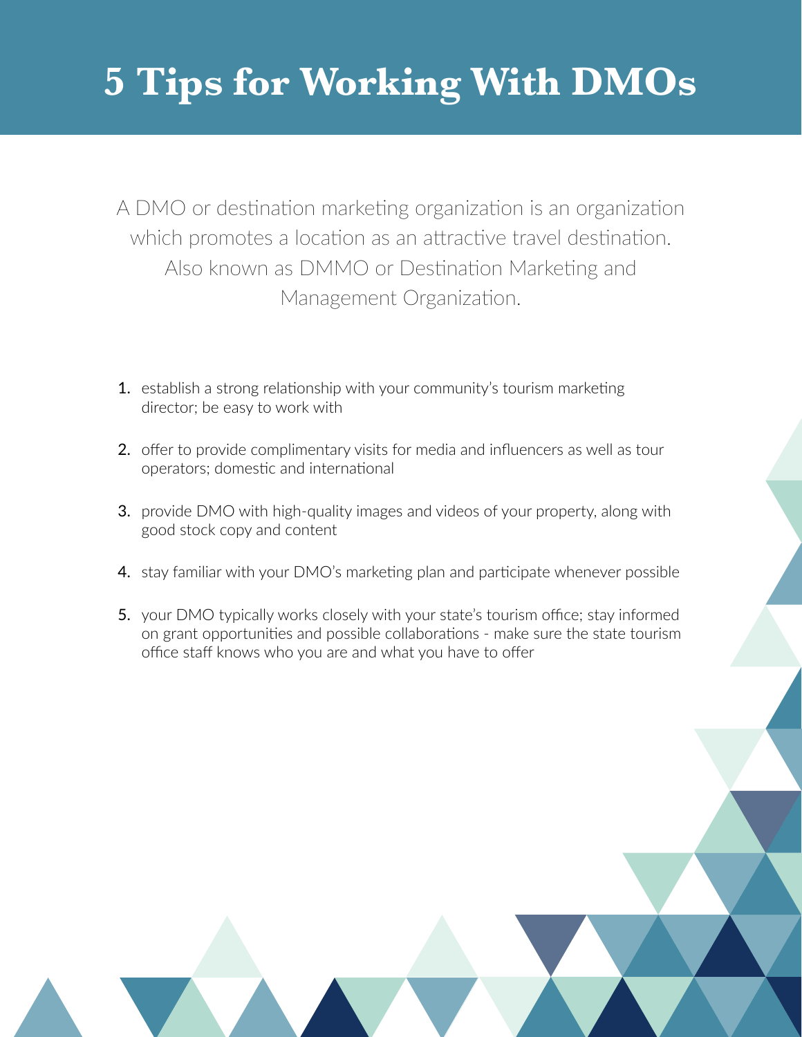# 5 Tips for Working With DMOs

A DMO or destination marketing organization is an organization which promotes a location as an attractive travel destination. Also known as DMMO or Destination Marketing and Management Organization.

1. establish a strong relationship with your community's tourism marketing director; be easy to work with
2. offer to provide complimentary visits for media and influencers as well as tour operators; domestic and international
3. provide DMO with high-quality images and videos of your property, along with good stock copy and content
4. stay familiar with your DMO's marketing plan and participate whenever possible
5. your DMO typically works closely with your state's tourism office; stay informed on grant opportunities and possible collaborations - make sure the state tourism office staff knows who you are and what you have to offer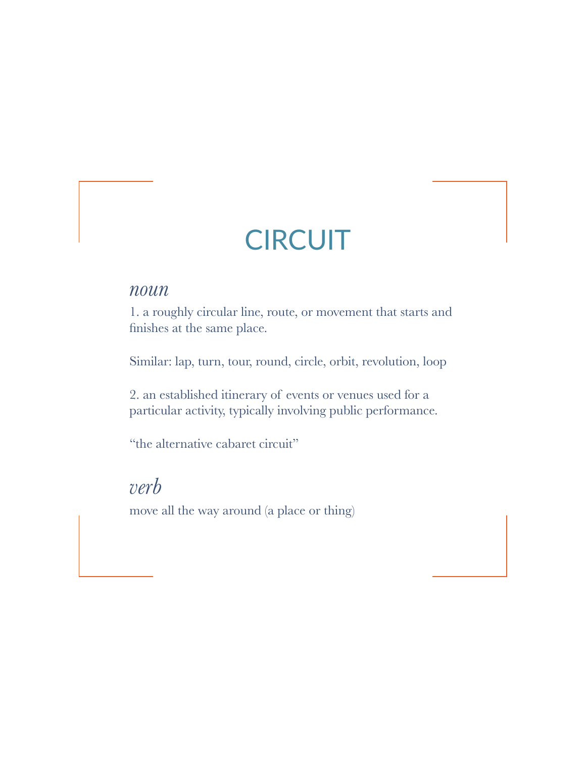# CIRCUIT

## *noun*

1. a roughly circular line, route, or movement that starts and finishes at the same place.

Similar: lap, turn, tour, round, circle, orbit, revolution, loop

2. an established itinerary of events or venues used for a particular activity, typically involving public performance.

"the alternative cabaret circuit"

## *verb*

move all the way around (a place or thing)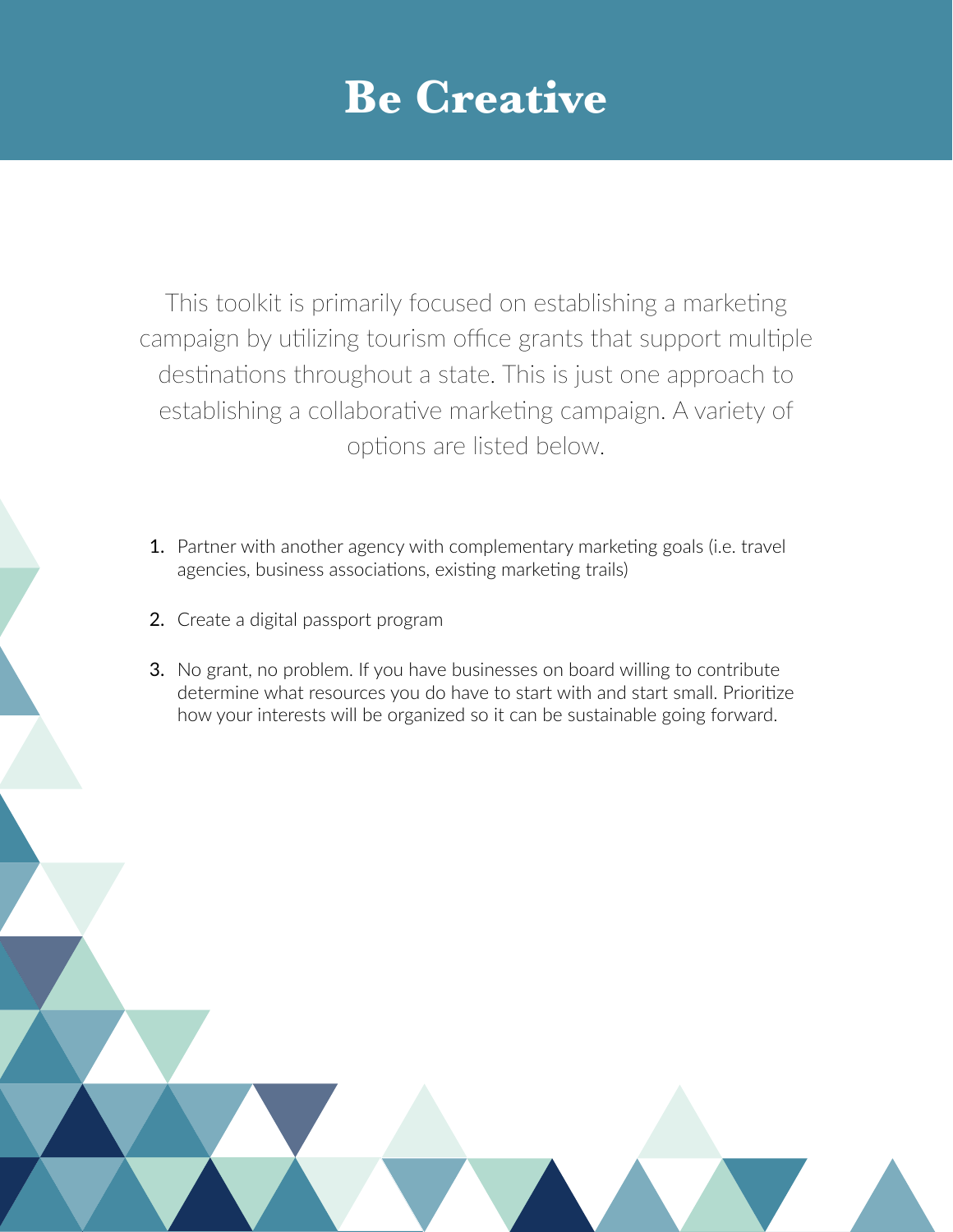# Be Creative

This toolkit is primarily focused on establishing a marketing campaign by utilizing tourism office grants that support multiple destinations throughout a state. This is just one approach to establishing a collaborative marketing campaign. A variety of options are listed below.

1. Partner with another agency with complementary marketing goals (i.e. travel agencies, business associations, existing marketing trails)
2. Create a digital passport program
3. No grant, no problem. If you have businesses on board willing to contribute determine what resources you do have to start with and start small. Prioritize how your interests will be organized so it can be sustainable going forward.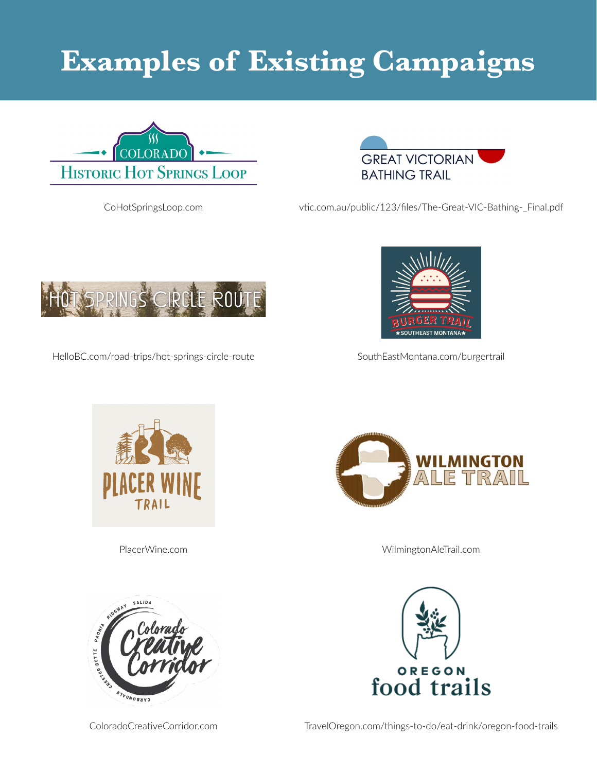# Examples of Existing Campaigns

COLORADO
Historic Hot Springs Loop

CoHotSpringsLoop.com

GREAT VICTORIAN BATHING TRAIL

vtic.com.au/public/123/files/The-Great-VIC-Bathing-_Final.pdf

HOT SPRINGS CIRCLE ROUTE

HelloBC.com/road-trips/hot-springs-circle-route

BURGER TRAIL
★SOUTHEAST MONTANA★

SouthEastMontana.com/burgertrail

PLACER WINE TRAIL

PlacerWine.com

WILMINGTON ALE TRAIL

WilmingtonAleTrail.com

Colorado Creative Corridor
SALIDA RIDGWAY PAONIA CRESTED BUTTE CARBONDALE

ColoradoCreativeCorridor.com

OREGON food trails

TravelOregon.com/things-to-do/eat-drink/oregon-food-trails